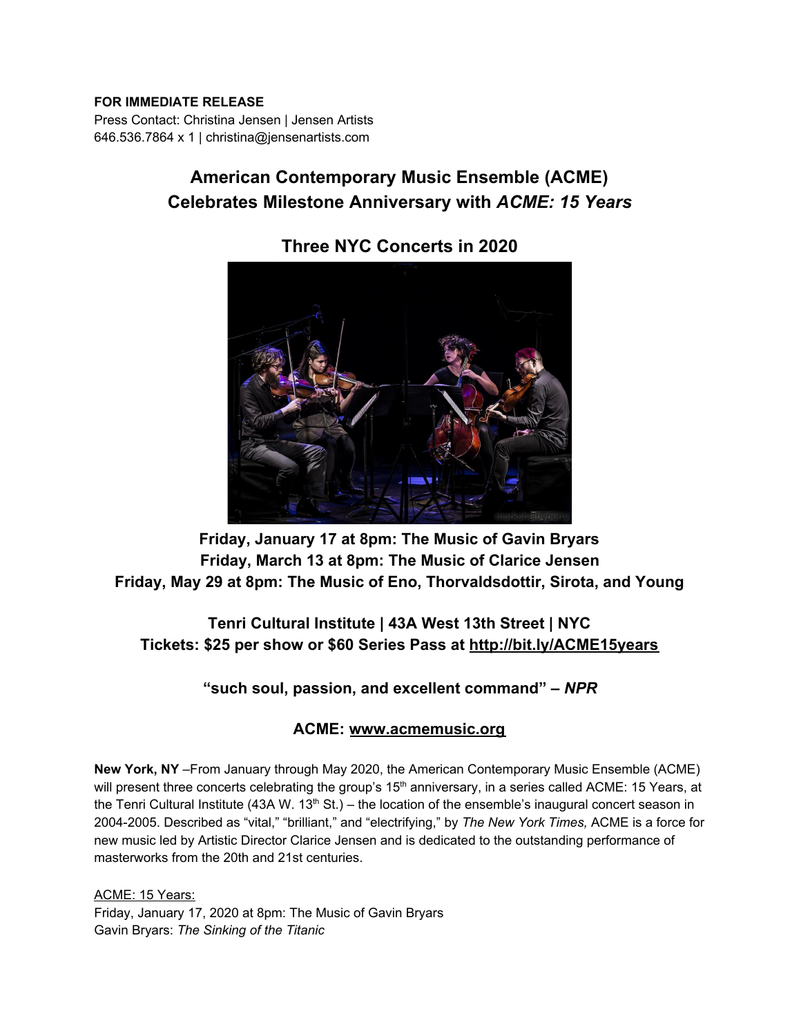**FOR IMMEDIATE RELEASE**
Press Contact: Christina Jensen | Jensen Artists
646.536.7864 x 1 | christina@jensenartists.com

# American Contemporary Music Ensemble (ACME) Celebrates Milestone Anniversary with *ACME: 15 Years*

## Three NYC Concerts in 2020

**Friday, January 17 at 8pm: The Music of Gavin Bryars**
**Friday, March 13 at 8pm: The Music of Clarice Jensen**
**Friday, May 29 at 8pm: The Music of Eno, Thorvaldsdottir, Sirota, and Young**

**Tenri Cultural Institute | 43A West 13th Street | NYC**
**Tickets: $25 per show or $60 Series Pass at http://bit.ly/ACME15years**

**"such soul, passion, and excellent command" – *NPR***

**ACME: www.acmemusic.org**

**New York, NY** –From January through May 2020, the American Contemporary Music Ensemble (ACME) will present three concerts celebrating the group's 15th anniversary, in a series called ACME: 15 Years, at the Tenri Cultural Institute (43A W. 13th St.) – the location of the ensemble's inaugural concert season in 2004-2005. Described as "vital," "brilliant," and "electrifying," by *The New York Times,* ACME is a force for new music led by Artistic Director Clarice Jensen and is dedicated to the outstanding performance of masterworks from the 20th and 21st centuries.

ACME: 15 Years:
Friday, January 17, 2020 at 8pm: The Music of Gavin Bryars
Gavin Bryars: *The Sinking of the Titanic*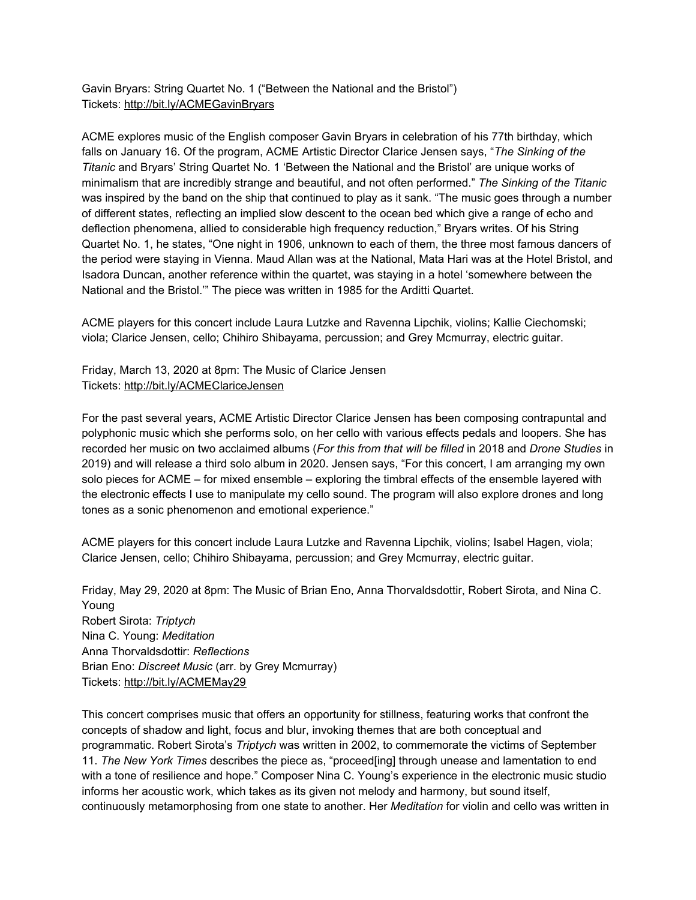Gavin Bryars: String Quartet No. 1 ("Between the National and the Bristol")
Tickets: http://bit.ly/ACMEGavinBryars

ACME explores music of the English composer Gavin Bryars in celebration of his 77th birthday, which falls on January 16. Of the program, ACME Artistic Director Clarice Jensen says, "*The Sinking of the Titanic* and Bryars' String Quartet No. 1 'Between the National and the Bristol' are unique works of minimalism that are incredibly strange and beautiful, and not often performed." *The Sinking of the Titanic* was inspired by the band on the ship that continued to play as it sank. "The music goes through a number of different states, reflecting an implied slow descent to the ocean bed which give a range of echo and deflection phenomena, allied to considerable high frequency reduction," Bryars writes. Of his String Quartet No. 1, he states, "One night in 1906, unknown to each of them, the three most famous dancers of the period were staying in Vienna. Maud Allan was at the National, Mata Hari was at the Hotel Bristol, and Isadora Duncan, another reference within the quartet, was staying in a hotel 'somewhere between the National and the Bristol.'" The piece was written in 1985 for the Arditti Quartet.

ACME players for this concert include Laura Lutzke and Ravenna Lipchik, violins; Kallie Ciechomski; viola; Clarice Jensen, cello; Chihiro Shibayama, percussion; and Grey Mcmurray, electric guitar.

Friday, March 13, 2020 at 8pm: The Music of Clarice Jensen
Tickets: http://bit.ly/ACMEClariceJensen

For the past several years, ACME Artistic Director Clarice Jensen has been composing contrapuntal and polyphonic music which she performs solo, on her cello with various effects pedals and loopers. She has recorded her music on two acclaimed albums (*For this from that will be filled* in 2018 and *Drone Studies* in 2019) and will release a third solo album in 2020. Jensen says, "For this concert, I am arranging my own solo pieces for ACME – for mixed ensemble – exploring the timbral effects of the ensemble layered with the electronic effects I use to manipulate my cello sound. The program will also explore drones and long tones as a sonic phenomenon and emotional experience."

ACME players for this concert include Laura Lutzke and Ravenna Lipchik, violins; Isabel Hagen, viola; Clarice Jensen, cello; Chihiro Shibayama, percussion; and Grey Mcmurray, electric guitar.

Friday, May 29, 2020 at 8pm: The Music of Brian Eno, Anna Thorvaldsdottir, Robert Sirota, and Nina C. Young
Robert Sirota: *Triptych*
Nina C. Young: *Meditation*
Anna Thorvaldsdottir: *Reflections*
Brian Eno: *Discreet Music* (arr. by Grey Mcmurray)
Tickets: http://bit.ly/ACMEMay29

This concert comprises music that offers an opportunity for stillness, featuring works that confront the concepts of shadow and light, focus and blur, invoking themes that are both conceptual and programmatic. Robert Sirota's *Triptych* was written in 2002, to commemorate the victims of September 11. *The New York Times* describes the piece as, "proceed[ing] through unease and lamentation to end with a tone of resilience and hope." Composer Nina C. Young's experience in the electronic music studio informs her acoustic work, which takes as its given not melody and harmony, but sound itself, continuously metamorphosing from one state to another. Her *Meditation* for violin and cello was written in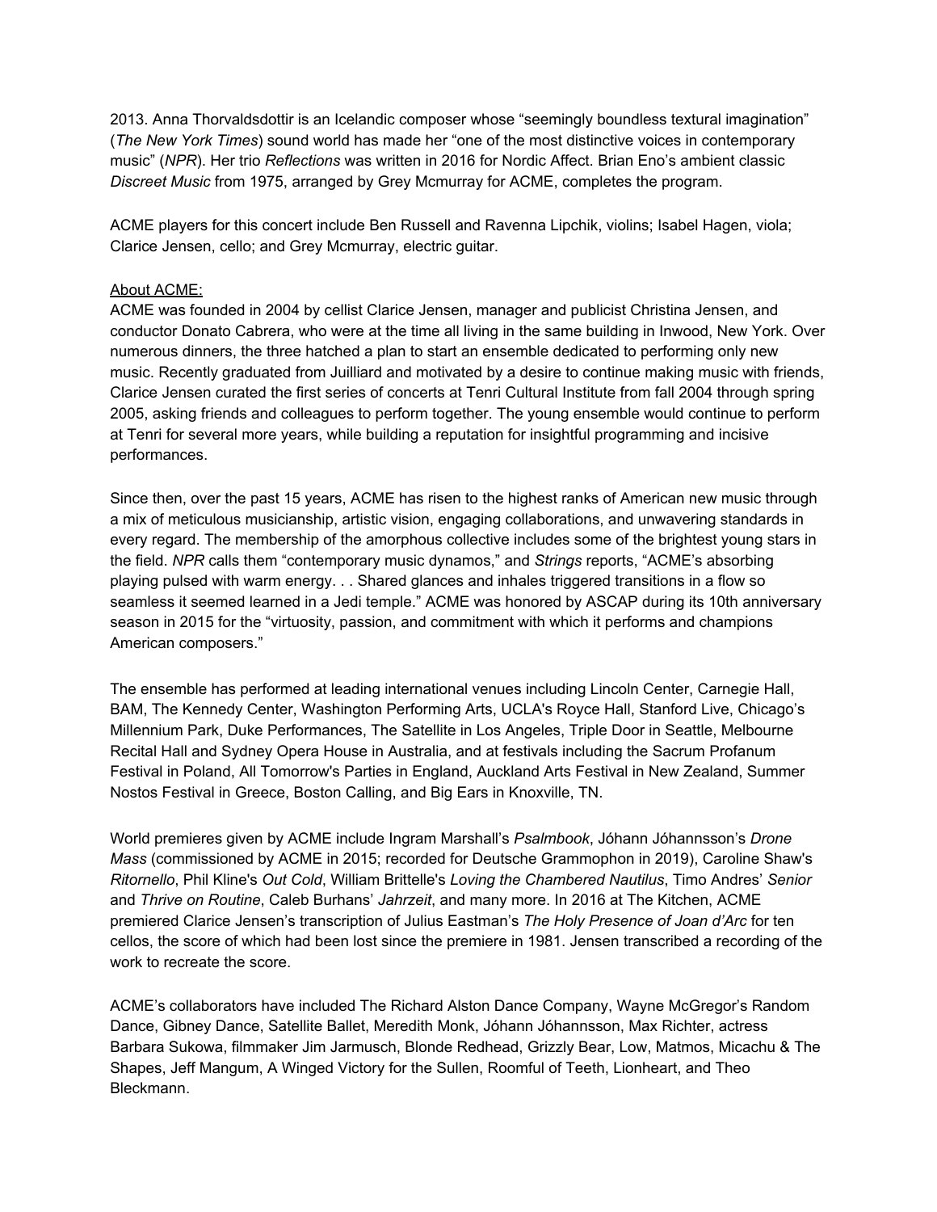2013. Anna Thorvaldsdottir is an Icelandic composer whose "seemingly boundless textural imagination" (*The New York Times*) sound world has made her "one of the most distinctive voices in contemporary music" (*NPR*). Her trio *Reflections* was written in 2016 for Nordic Affect. Brian Eno's ambient classic *Discreet Music* from 1975, arranged by Grey Mcmurray for ACME, completes the program.

ACME players for this concert include Ben Russell and Ravenna Lipchik, violins; Isabel Hagen, viola; Clarice Jensen, cello; and Grey Mcmurray, electric guitar.

<u>About ACME:</u>

ACME was founded in 2004 by cellist Clarice Jensen, manager and publicist Christina Jensen, and conductor Donato Cabrera, who were at the time all living in the same building in Inwood, New York. Over numerous dinners, the three hatched a plan to start an ensemble dedicated to performing only new music. Recently graduated from Juilliard and motivated by a desire to continue making music with friends, Clarice Jensen curated the first series of concerts at Tenri Cultural Institute from fall 2004 through spring 2005, asking friends and colleagues to perform together. The young ensemble would continue to perform at Tenri for several more years, while building a reputation for insightful programming and incisive performances.

Since then, over the past 15 years, ACME has risen to the highest ranks of American new music through a mix of meticulous musicianship, artistic vision, engaging collaborations, and unwavering standards in every regard. The membership of the amorphous collective includes some of the brightest young stars in the field. *NPR* calls them "contemporary music dynamos," and *Strings* reports, "ACME's absorbing playing pulsed with warm energy. . . Shared glances and inhales triggered transitions in a flow so seamless it seemed learned in a Jedi temple." ACME was honored by ASCAP during its 10th anniversary season in 2015 for the "virtuosity, passion, and commitment with which it performs and champions American composers."

The ensemble has performed at leading international venues including Lincoln Center, Carnegie Hall, BAM, The Kennedy Center, Washington Performing Arts, UCLA's Royce Hall, Stanford Live, Chicago's Millennium Park, Duke Performances, The Satellite in Los Angeles, Triple Door in Seattle, Melbourne Recital Hall and Sydney Opera House in Australia, and at festivals including the Sacrum Profanum Festival in Poland, All Tomorrow's Parties in England, Auckland Arts Festival in New Zealand, Summer Nostos Festival in Greece, Boston Calling, and Big Ears in Knoxville, TN.

World premieres given by ACME include Ingram Marshall's *Psalmbook*, Jóhann Jóhannsson's *Drone Mass* (commissioned by ACME in 2015; recorded for Deutsche Grammophon in 2019), Caroline Shaw's *Ritornello*, Phil Kline's *Out Cold*, William Brittelle's *Loving the Chambered Nautilus*, Timo Andres' *Senior* and *Thrive on Routine*, Caleb Burhans' *Jahrzeit*, and many more. In 2016 at The Kitchen, ACME premiered Clarice Jensen's transcription of Julius Eastman's *The Holy Presence of Joan d'Arc* for ten cellos, the score of which had been lost since the premiere in 1981. Jensen transcribed a recording of the work to recreate the score.

ACME's collaborators have included The Richard Alston Dance Company, Wayne McGregor's Random Dance, Gibney Dance, Satellite Ballet, Meredith Monk, Jóhann Jóhannsson, Max Richter, actress Barbara Sukowa, filmmaker Jim Jarmusch, Blonde Redhead, Grizzly Bear, Low, Matmos, Micachu & The Shapes, Jeff Mangum, A Winged Victory for the Sullen, Roomful of Teeth, Lionheart, and Theo Bleckmann.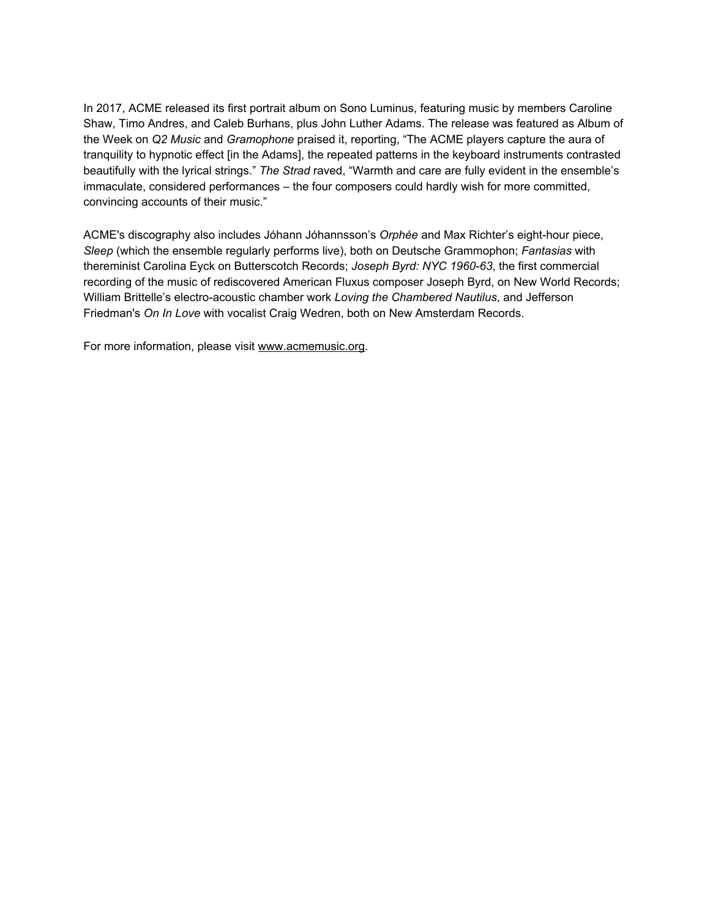In 2017, ACME released its first portrait album on Sono Luminus, featuring music by members Caroline Shaw, Timo Andres, and Caleb Burhans, plus John Luther Adams. The release was featured as Album of the Week on *Q2 Music* and *Gramophone* praised it, reporting, "The ACME players capture the aura of tranquility to hypnotic effect [in the Adams], the repeated patterns in the keyboard instruments contrasted beautifully with the lyrical strings." *The Strad* raved, "Warmth and care are fully evident in the ensemble's immaculate, considered performances – the four composers could hardly wish for more committed, convincing accounts of their music."

ACME's discography also includes Jóhann Jóhannsson's *Orphée* and Max Richter's eight-hour piece, *Sleep* (which the ensemble regularly performs live), both on Deutsche Grammophon; *Fantasias* with thereminist Carolina Eyck on Butterscotch Records; *Joseph Byrd: NYC 1960-63*, the first commercial recording of the music of rediscovered American Fluxus composer Joseph Byrd, on New World Records; William Brittelle's electro-acoustic chamber work *Loving the Chambered Nautilus*, and Jefferson Friedman's *On In Love* with vocalist Craig Wedren, both on New Amsterdam Records.

For more information, please visit www.acmemusic.org.